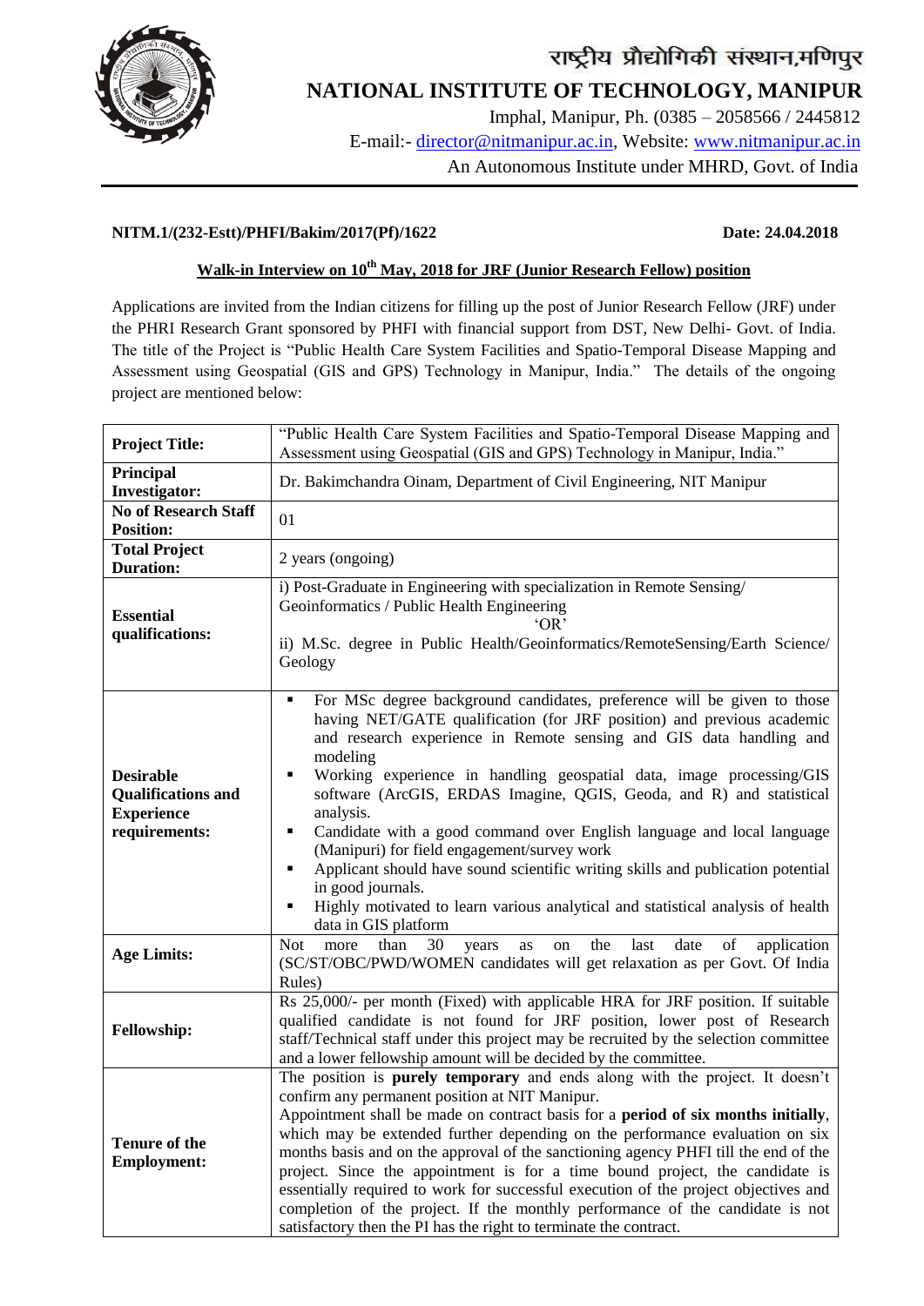# राष्ट्रीय प्रौद्योगिकी संस्थान,मणिपुर

# NATIONAL INSTITUTE OF TECHNOLOGY, MANIPUR

Imphal, Manipur, Ph. (0385 – 2058566 / 2445812

E-mail:- director@nitmanipur.ac.in, Website: www.nitmanipur.ac.in

An Autonomous Institute under MHRD, Govt. of India

**NITM.1/(232-Estt)/PHFI/Bakim/2017(Pf)/1622** **Date: 24.04.2018**

## Walk-in Interview on 10th May, 2018 for JRF (Junior Research Fellow) position

Applications are invited from the Indian citizens for filling up the post of Junior Research Fellow (JRF) under the PHRI Research Grant sponsored by PHFI with financial support from DST, New Delhi- Govt. of India. The title of the Project is "Public Health Care System Facilities and Spatio-Temporal Disease Mapping and Assessment using Geospatial (GIS and GPS) Technology in Manipur, India." The details of the ongoing project are mentioned below:

| | |
|---|---|
| **Project Title:** | "Public Health Care System Facilities and Spatio-Temporal Disease Mapping and Assessment using Geospatial (GIS and GPS) Technology in Manipur, India." |
| **Principal Investigator:** | Dr. Bakimchandra Oinam, Department of Civil Engineering, NIT Manipur |
| **No of Research Staff Position:** | 01 |
| **Total Project Duration:** | 2 years (ongoing) |
| **Essential qualifications:** | i) Post-Graduate in Engineering with specialization in Remote Sensing/ Geoinformatics / Public Health Engineering<br>'OR'<br>ii) M.Sc. degree in Public Health/Geoinformatics/RemoteSensing/Earth Science/ Geology |
| **Desirable Qualifications and Experience requirements:** | ▪ For MSc degree background candidates, preference will be given to those having NET/GATE qualification (for JRF position) and previous academic and research experience in Remote sensing and GIS data handling and modeling<br>▪ Working experience in handling geospatial data, image processing/GIS software (ArcGIS, ERDAS Imagine, QGIS, Geoda, and R) and statistical analysis.<br>▪ Candidate with a good command over English language and local language (Manipuri) for field engagement/survey work<br>▪ Applicant should have sound scientific writing skills and publication potential in good journals.<br>▪ Highly motivated to learn various analytical and statistical analysis of health data in GIS platform |
| **Age Limits:** | Not more than 30 years as on the last date of application (SC/ST/OBC/PWD/WOMEN candidates will get relaxation as per Govt. Of India Rules) |
| **Fellowship:** | Rs 25,000/- per month (Fixed) with applicable HRA for JRF position. If suitable qualified candidate is not found for JRF position, lower post of Research staff/Technical staff under this project may be recruited by the selection committee and a lower fellowship amount will be decided by the committee. |
| **Tenure of the Employment:** | The position is **purely temporary** and ends along with the project. It doesn't confirm any permanent position at NIT Manipur.<br>Appointment shall be made on contract basis for a **period of six months initially**, which may be extended further depending on the performance evaluation on six months basis and on the approval of the sanctioning agency PHFI till the end of the project. Since the appointment is for a time bound project, the candidate is essentially required to work for successful execution of the project objectives and completion of the project. If the monthly performance of the candidate is not satisfactory then the PI has the right to terminate the contract. |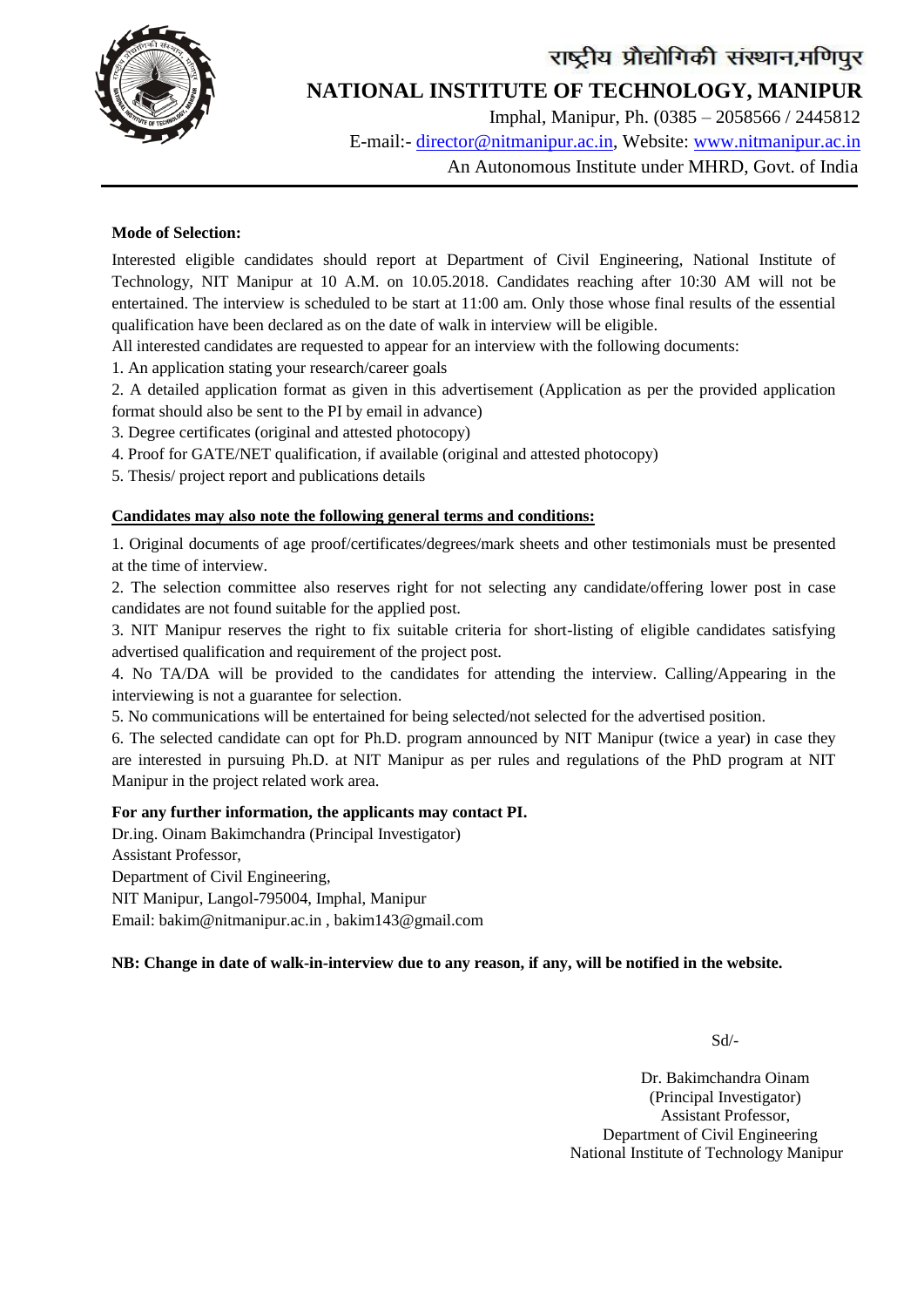राष्ट्रीय प्रौद्योगिकी संस्थान,मणिपुर

# NATIONAL INSTITUTE OF TECHNOLOGY, MANIPUR

Imphal, Manipur, Ph. (0385 – 2058566 / 2445812

E-mail:- director@nitmanipur.ac.in, Website: www.nitmanipur.ac.in

An Autonomous Institute under MHRD, Govt. of India

---

**Mode of Selection:**

Interested eligible candidates should report at Department of Civil Engineering, National Institute of Technology, NIT Manipur at 10 A.M. on 10.05.2018. Candidates reaching after 10:30 AM will not be entertained. The interview is scheduled to be start at 11:00 am. Only those whose final results of the essential qualification have been declared as on the date of walk in interview will be eligible.

All interested candidates are requested to appear for an interview with the following documents:

1. An application stating your research/career goals
2. A detailed application format as given in this advertisement (Application as per the provided application format should also be sent to the PI by email in advance)
3. Degree certificates (original and attested photocopy)
4. Proof for GATE/NET qualification, if available (original and attested photocopy)
5. Thesis/ project report and publications details

**Candidates may also note the following general terms and conditions:**

1. Original documents of age proof/certificates/degrees/mark sheets and other testimonials must be presented at the time of interview.
2. The selection committee also reserves right for not selecting any candidate/offering lower post in case candidates are not found suitable for the applied post.
3. NIT Manipur reserves the right to fix suitable criteria for short-listing of eligible candidates satisfying advertised qualification and requirement of the project post.
4. No TA/DA will be provided to the candidates for attending the interview. Calling/Appearing in the interviewing is not a guarantee for selection.
5. No communications will be entertained for being selected/not selected for the advertised position.
6. The selected candidate can opt for Ph.D. program announced by NIT Manipur (twice a year) in case they are interested in pursuing Ph.D. at NIT Manipur as per rules and regulations of the PhD program at NIT Manipur in the project related work area.

**For any further information, the applicants may contact PI.**

Dr.ing. Oinam Bakimchandra (Principal Investigator)
Assistant Professor,
Department of Civil Engineering,
NIT Manipur, Langol-795004, Imphal, Manipur
Email: bakim@nitmanipur.ac.in , bakim143@gmail.com

**NB: Change in date of walk-in-interview due to any reason, if any, will be notified in the website.**

Sd/-

Dr. Bakimchandra Oinam
(Principal Investigator)
Assistant Professor,
Department of Civil Engineering
National Institute of Technology Manipur